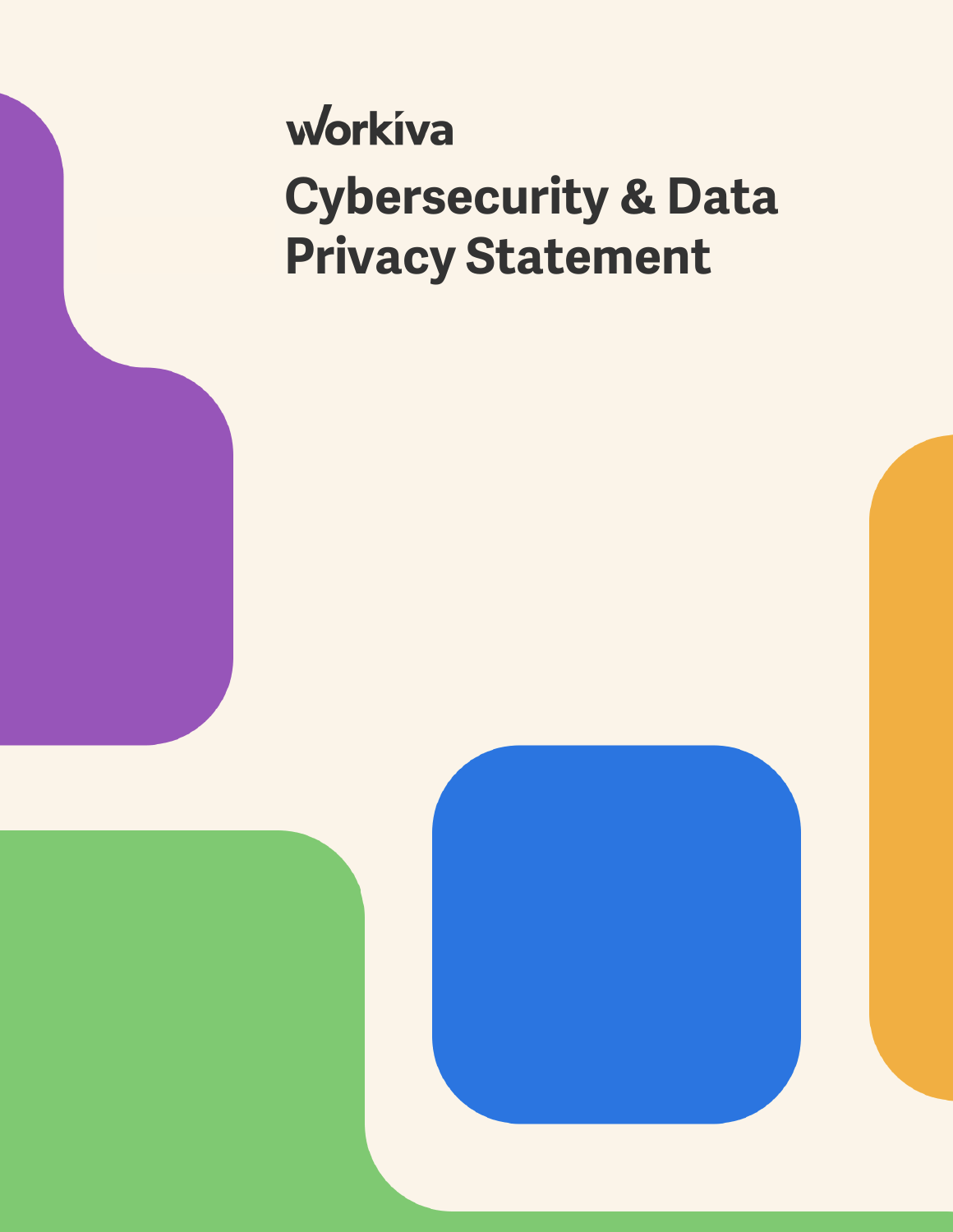workiva

# Cybersecurity & Data Privacy Statement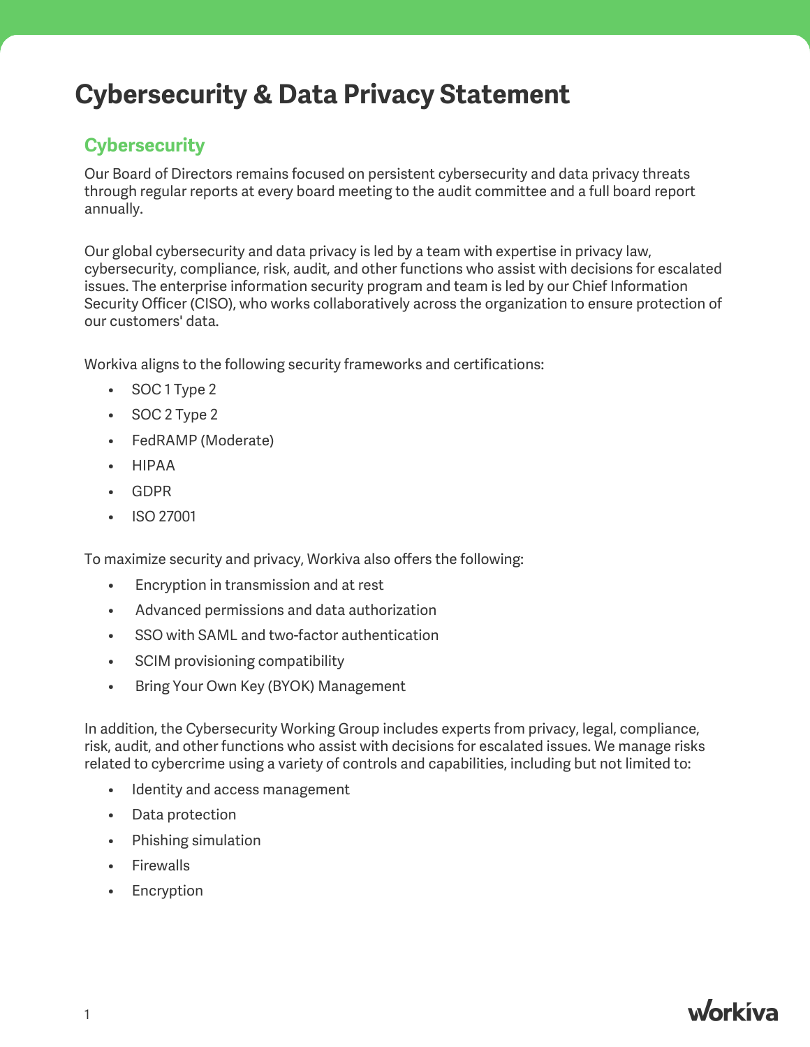# Cybersecurity & Data Privacy Statement

## Cybersecurity

Our Board of Directors remains focused on persistent cybersecurity and data privacy threats through regular reports at every board meeting to the audit committee and a full board report annually.

Our global cybersecurity and data privacy is led by a team with expertise in privacy law, cybersecurity, compliance, risk, audit, and other functions who assist with decisions for escalated issues. The enterprise information security program and team is led by our Chief Information Security Officer (CISO), who works collaboratively across the organization to ensure protection of our customers' data.

Workiva aligns to the following security frameworks and certifications:

- SOC 1 Type 2
- SOC 2 Type 2
- FedRAMP (Moderate)
- HIPAA
- GDPR
- ISO 27001

To maximize security and privacy, Workiva also offers the following:

- Encryption in transmission and at rest
- Advanced permissions and data authorization
- SSO with SAML and two-factor authentication
- SCIM provisioning compatibility
- Bring Your Own Key (BYOK) Management

In addition, the Cybersecurity Working Group includes experts from privacy, legal, compliance, risk, audit, and other functions who assist with decisions for escalated issues. We manage risks related to cybercrime using a variety of controls and capabilities, including but not limited to:

- Identity and access management
- Data protection
- Phishing simulation
- Firewalls
- Encryption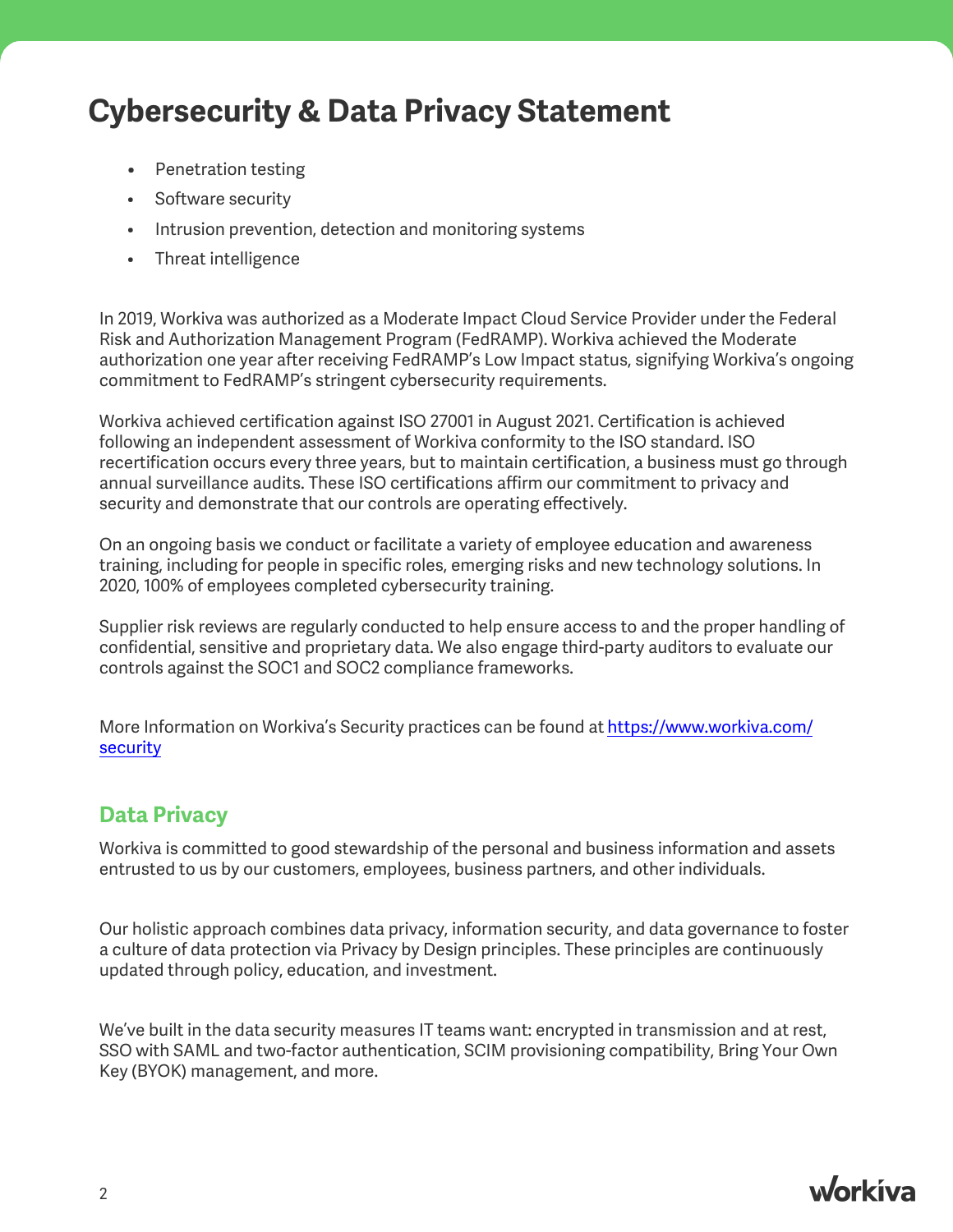# Cybersecurity & Data Privacy Statement

- Penetration testing
- Software security
- Intrusion prevention, detection and monitoring systems
- Threat intelligence

In 2019, Workiva was authorized as a Moderate Impact Cloud Service Provider under the Federal Risk and Authorization Management Program (FedRAMP). Workiva achieved the Moderate authorization one year after receiving FedRAMP's Low Impact status, signifying Workiva's ongoing commitment to FedRAMP's stringent cybersecurity requirements.

Workiva achieved certification against ISO 27001 in August 2021. Certification is achieved following an independent assessment of Workiva conformity to the ISO standard. ISO recertification occurs every three years, but to maintain certification, a business must go through annual surveillance audits. These ISO certifications affirm our commitment to privacy and security and demonstrate that our controls are operating effectively.

On an ongoing basis we conduct or facilitate a variety of employee education and awareness training, including for people in specific roles, emerging risks and new technology solutions. In 2020, 100% of employees completed cybersecurity training.

Supplier risk reviews are regularly conducted to help ensure access to and the proper handling of confidential, sensitive and proprietary data. We also engage third-party auditors to evaluate our controls against the SOC1 and SOC2 compliance frameworks.

More Information on Workiva's Security practices can be found at [https://www.workiva.com/security](https://www.workiva.com/security)

## Data Privacy

Workiva is committed to good stewardship of the personal and business information and assets entrusted to us by our customers, employees, business partners, and other individuals.

Our holistic approach combines data privacy, information security, and data governance to foster a culture of data protection via Privacy by Design principles. These principles are continuously updated through policy, education, and investment.

We've built in the data security measures IT teams want: encrypted in transmission and at rest, SSO with SAML and two-factor authentication, SCIM provisioning compatibility, Bring Your Own Key (BYOK) management, and more.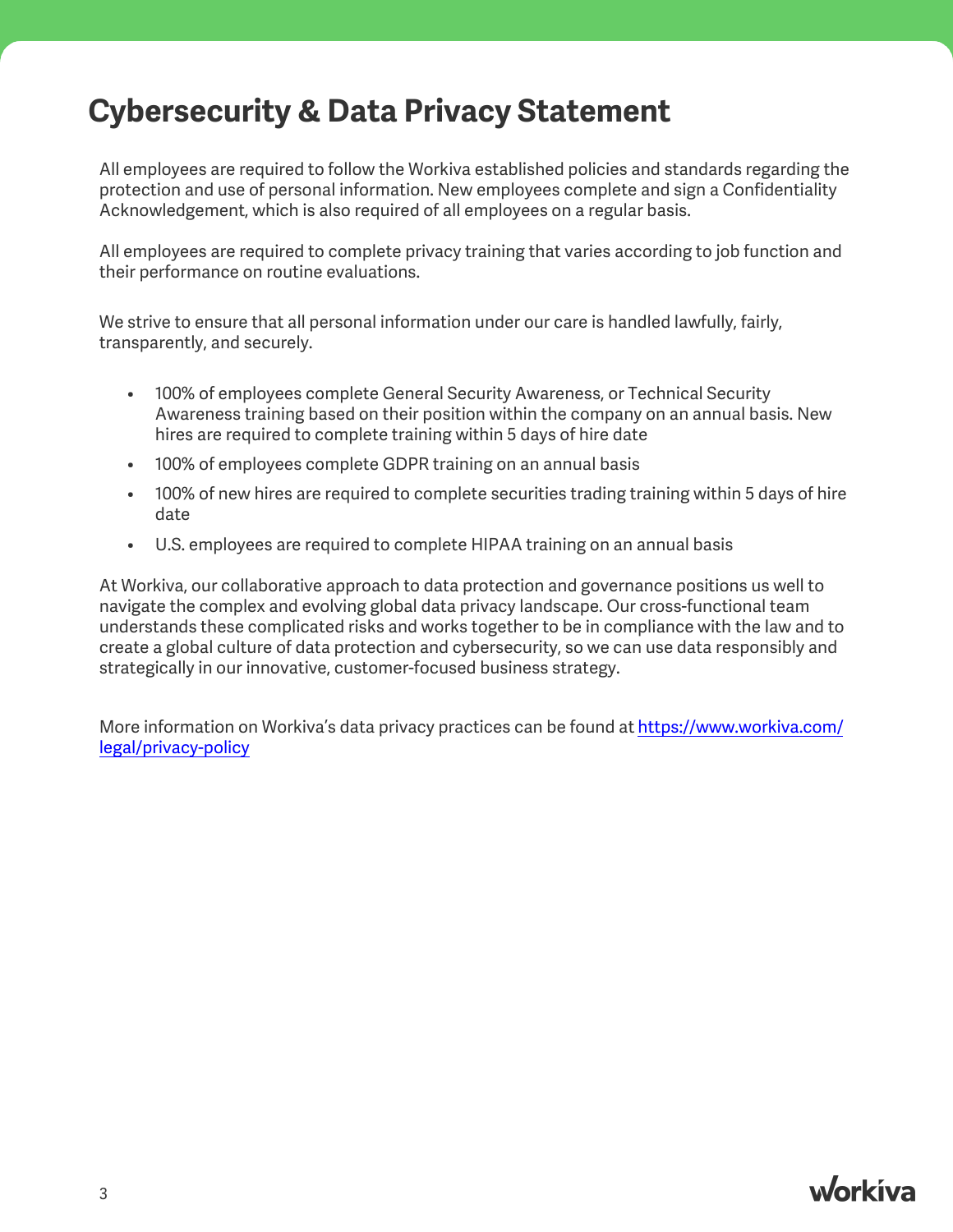# Cybersecurity & Data Privacy Statement

All employees are required to follow the Workiva established policies and standards regarding the protection and use of personal information. New employees complete and sign a Confidentiality Acknowledgement, which is also required of all employees on a regular basis.

All employees are required to complete privacy training that varies according to job function and their performance on routine evaluations.

We strive to ensure that all personal information under our care is handled lawfully, fairly, transparently, and securely.

- 100% of employees complete General Security Awareness, or Technical Security Awareness training based on their position within the company on an annual basis. New hires are required to complete training within 5 days of hire date
- 100% of employees complete GDPR training on an annual basis
- 100% of new hires are required to complete securities trading training within 5 days of hire date
- U.S. employees are required to complete HIPAA training on an annual basis

At Workiva, our collaborative approach to data protection and governance positions us well to navigate the complex and evolving global data privacy landscape. Our cross-functional team understands these complicated risks and works together to be in compliance with the law and to create a global culture of data protection and cybersecurity, so we can use data responsibly and strategically in our innovative, customer-focused business strategy.

More information on Workiva's data privacy practices can be found at [https://www.workiva.com/legal/privacy-policy](https://www.workiva.com/legal/privacy-policy)